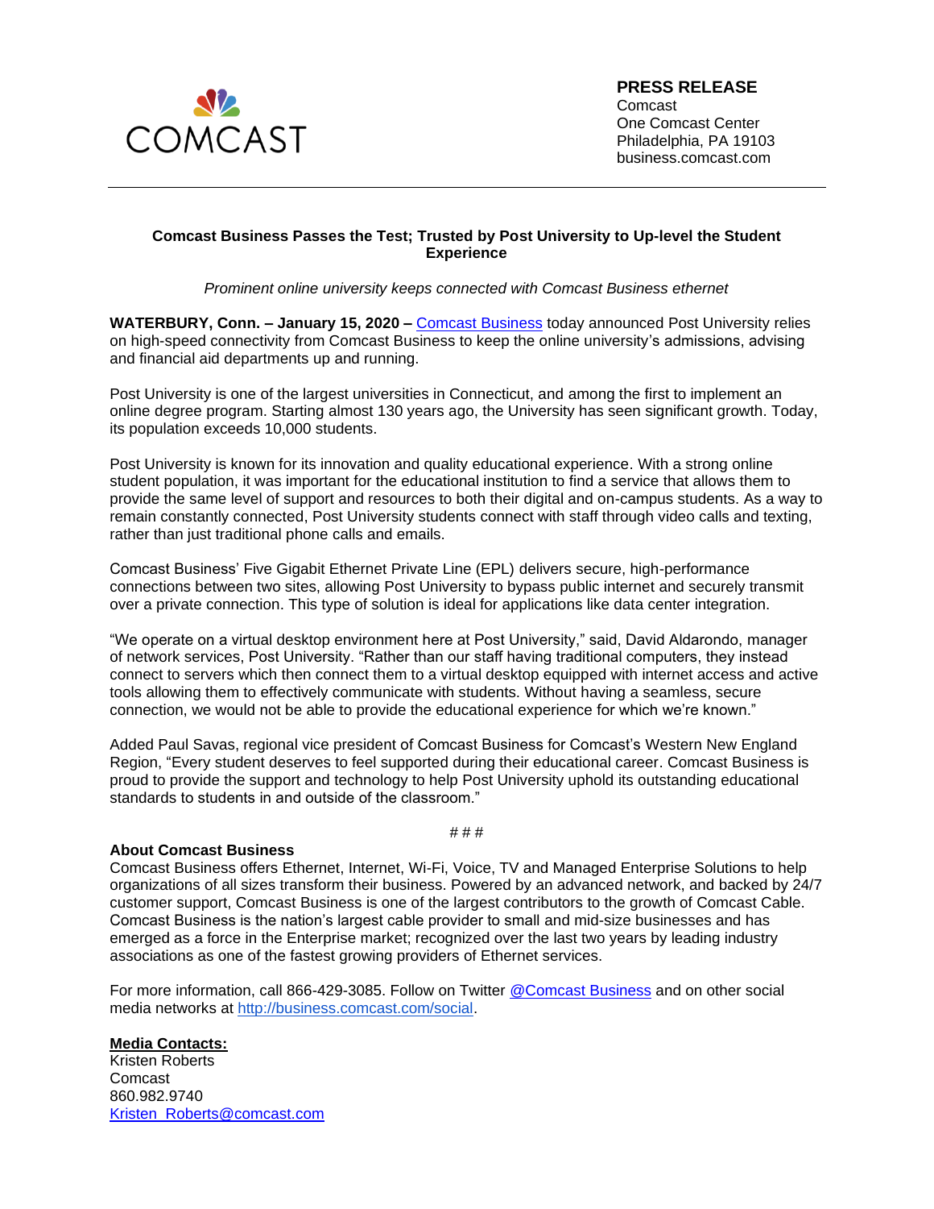COMCAST

**PRESS RELEASE**
Comcast
One Comcast Center
Philadelphia, PA 19103
business.comcast.com

---

## Comcast Business Passes the Test; Trusted by Post University to Up-level the Student Experience

*Prominent online university keeps connected with Comcast Business ethernet*

**WATERBURY, Conn. – January 15, 2020 –** [Comcast Business](Comcast Business) today announced Post University relies on high-speed connectivity from Comcast Business to keep the online university's admissions, advising and financial aid departments up and running.

Post University is one of the largest universities in Connecticut, and among the first to implement an online degree program. Starting almost 130 years ago, the University has seen significant growth. Today, its population exceeds 10,000 students.

Post University is known for its innovation and quality educational experience. With a strong online student population, it was important for the educational institution to find a service that allows them to provide the same level of support and resources to both their digital and on-campus students. As a way to remain constantly connected, Post University students connect with staff through video calls and texting, rather than just traditional phone calls and emails.

Comcast Business' Five Gigabit Ethernet Private Line (EPL) delivers secure, high-performance connections between two sites, allowing Post University to bypass public internet and securely transmit over a private connection. This type of solution is ideal for applications like data center integration.

"We operate on a virtual desktop environment here at Post University," said, David Aldarondo, manager of network services, Post University. "Rather than our staff having traditional computers, they instead connect to servers which then connect them to a virtual desktop equipped with internet access and active tools allowing them to effectively communicate with students. Without having a seamless, secure connection, we would not be able to provide the educational experience for which we're known."

Added Paul Savas, regional vice president of Comcast Business for Comcast's Western New England Region, "Every student deserves to feel supported during their educational career. Comcast Business is proud to provide the support and technology to help Post University uphold its outstanding educational standards to students in and outside of the classroom."

# # #

**About Comcast Business**
Comcast Business offers Ethernet, Internet, Wi-Fi, Voice, TV and Managed Enterprise Solutions to help organizations of all sizes transform their business. Powered by an advanced network, and backed by 24/7 customer support, Comcast Business is one of the largest contributors to the growth of Comcast Cable. Comcast Business is the nation's largest cable provider to small and mid-size businesses and has emerged as a force in the Enterprise market; recognized over the last two years by leading industry associations as one of the fastest growing providers of Ethernet services.

For more information, call 866-429-3085. Follow on Twitter @Comcast Business and on other social media networks at http://business.comcast.com/social.

**Media Contacts:**
Kristen Roberts
Comcast
860.982.9740
Kristen_Roberts@comcast.com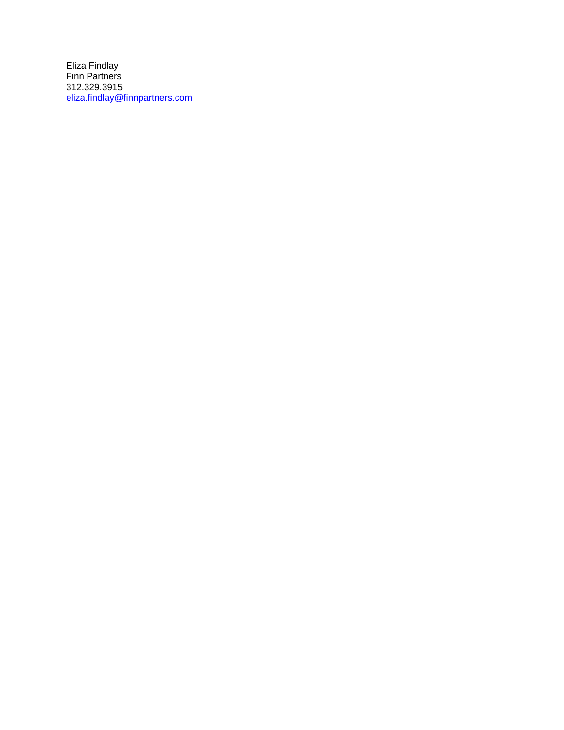Eliza Findlay
Finn Partners
312.329.3915
eliza.findlay@finnpartners.com